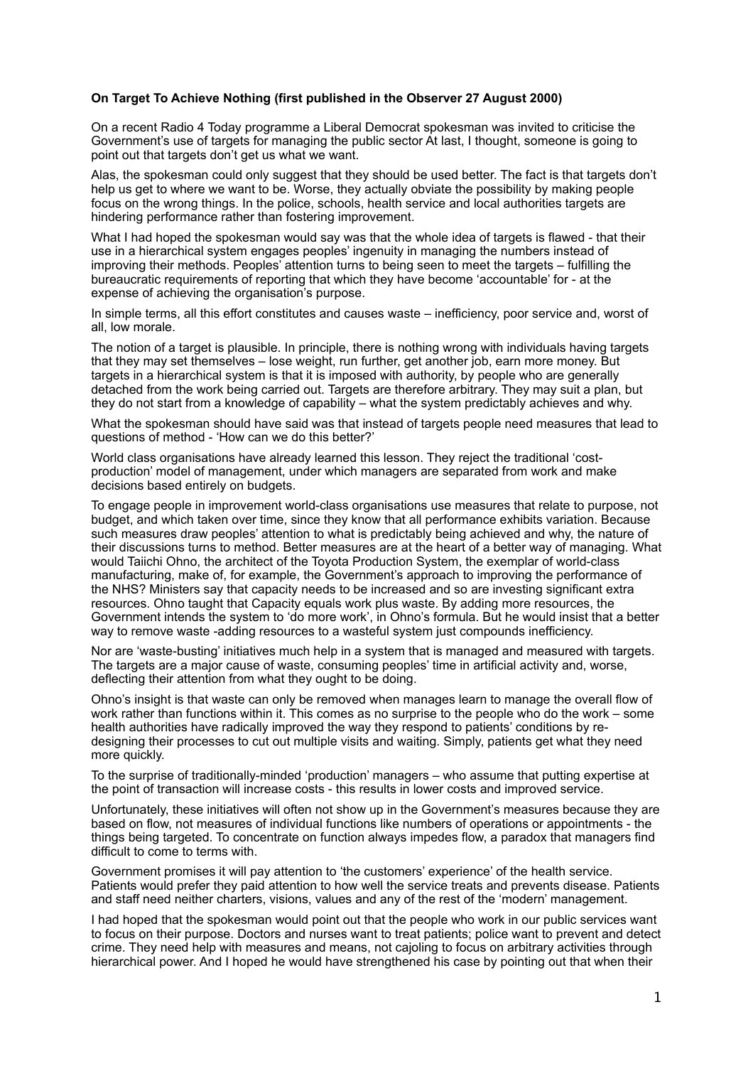**On Target To Achieve Nothing (first published in the Observer 27 August 2000)**

On a recent Radio 4 Today programme a Liberal Democrat spokesman was invited to criticise the Government's use of targets for managing the public sector At last, I thought, someone is going to point out that targets don't get us what we want.

Alas, the spokesman could only suggest that they should be used better. The fact is that targets don't help us get to where we want to be. Worse, they actually obviate the possibility by making people focus on the wrong things. In the police, schools, health service and local authorities targets are hindering performance rather than fostering improvement.

What I had hoped the spokesman would say was that the whole idea of targets is flawed - that their use in a hierarchical system engages peoples' ingenuity in managing the numbers instead of improving their methods. Peoples' attention turns to being seen to meet the targets – fulfilling the bureaucratic requirements of reporting that which they have become 'accountable' for - at the expense of achieving the organisation's purpose.

In simple terms, all this effort constitutes and causes waste – inefficiency, poor service and, worst of all, low morale.

The notion of a target is plausible. In principle, there is nothing wrong with individuals having targets that they may set themselves – lose weight, run further, get another job, earn more money. But targets in a hierarchical system is that it is imposed with authority, by people who are generally detached from the work being carried out. Targets are therefore arbitrary. They may suit a plan, but they do not start from a knowledge of capability – what the system predictably achieves and why.

What the spokesman should have said was that instead of targets people need measures that lead to questions of method - 'How can we do this better?'

World class organisations have already learned this lesson. They reject the traditional 'cost-production' model of management, under which managers are separated from work and make decisions based entirely on budgets.

To engage people in improvement world-class organisations use measures that relate to purpose, not budget, and which taken over time, since they know that all performance exhibits variation. Because such measures draw peoples' attention to what is predictably being achieved and why, the nature of their discussions turns to method. Better measures are at the heart of a better way of managing. What would Taiichi Ohno, the architect of the Toyota Production System, the exemplar of world-class manufacturing, make of, for example, the Government's approach to improving the performance of the NHS? Ministers say that capacity needs to be increased and so are investing significant extra resources. Ohno taught that Capacity equals work plus waste. By adding more resources, the Government intends the system to 'do more work', in Ohno's formula. But he would insist that a better way to remove waste -adding resources to a wasteful system just compounds inefficiency.

Nor are 'waste-busting' initiatives much help in a system that is managed and measured with targets. The targets are a major cause of waste, consuming peoples' time in artificial activity and, worse, deflecting their attention from what they ought to be doing.

Ohno's insight is that waste can only be removed when manages learn to manage the overall flow of work rather than functions within it. This comes as no surprise to the people who do the work – some health authorities have radically improved the way they respond to patients' conditions by re-designing their processes to cut out multiple visits and waiting. Simply, patients get what they need more quickly.

To the surprise of traditionally-minded 'production' managers – who assume that putting expertise at the point of transaction will increase costs - this results in lower costs and improved service.

Unfortunately, these initiatives will often not show up in the Government's measures because they are based on flow, not measures of individual functions like numbers of operations or appointments - the things being targeted. To concentrate on function always impedes flow, a paradox that managers find difficult to come to terms with.

Government promises it will pay attention to 'the customers' experience' of the health service. Patients would prefer they paid attention to how well the service treats and prevents disease. Patients and staff need neither charters, visions, values and any of the rest of the 'modern' management.

I had hoped that the spokesman would point out that the people who work in our public services want to focus on their purpose. Doctors and nurses want to treat patients; police want to prevent and detect crime. They need help with measures and means, not cajoling to focus on arbitrary activities through hierarchical power. And I hoped he would have strengthened his case by pointing out that when their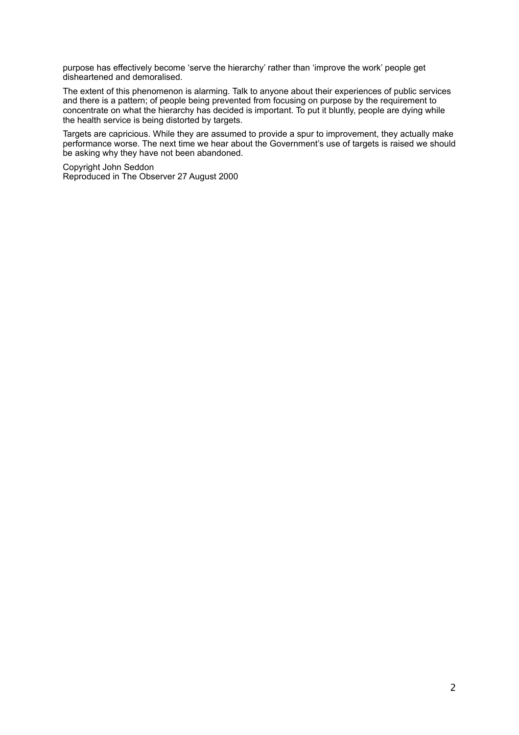purpose has effectively become 'serve the hierarchy' rather than 'improve the work' people get disheartened and demoralised.

The extent of this phenomenon is alarming. Talk to anyone about their experiences of public services and there is a pattern; of people being prevented from focusing on purpose by the requirement to concentrate on what the hierarchy has decided is important. To put it bluntly, people are dying while the health service is being distorted by targets.

Targets are capricious. While they are assumed to provide a spur to improvement, they actually make performance worse. The next time we hear about the Government's use of targets is raised we should be asking why they have not been abandoned.

Copyright John Seddon
Reproduced in The Observer 27 August 2000